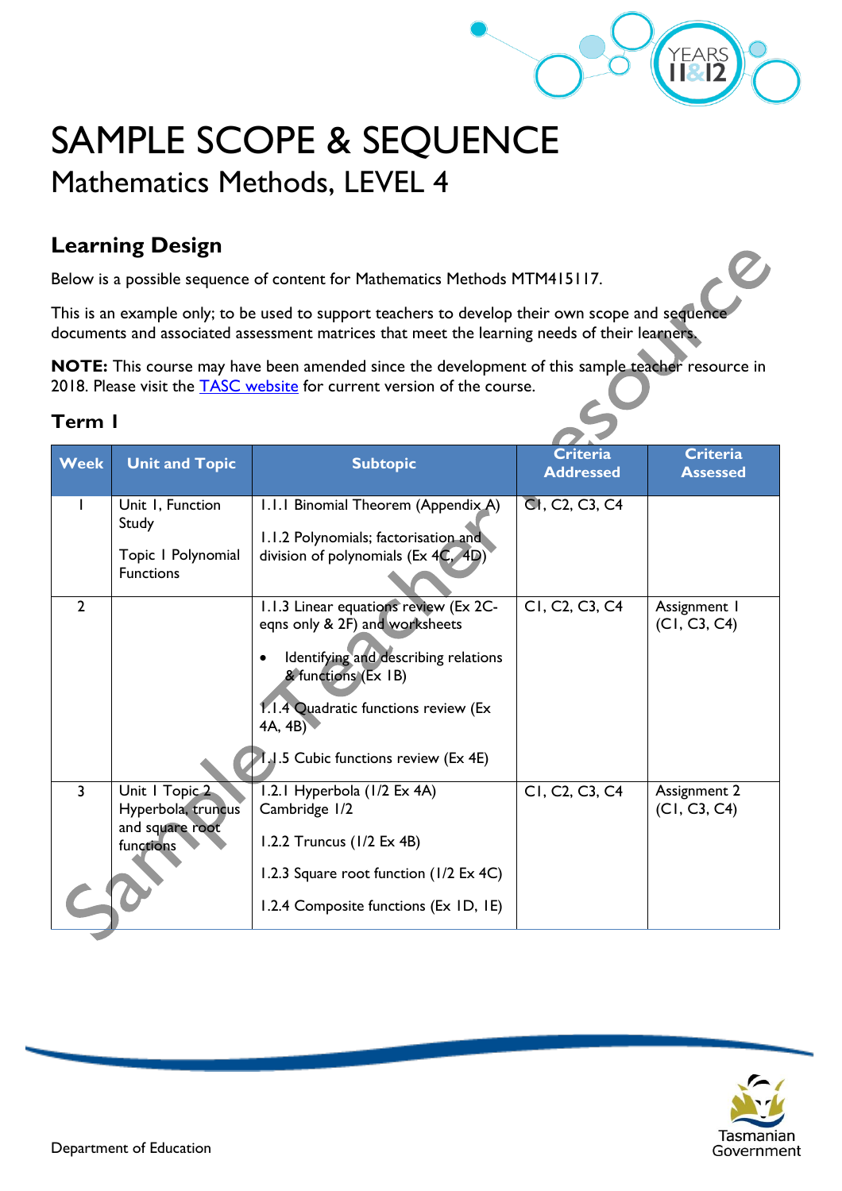# SAMPLE SCOPE & SEQUENCE

## Mathematics Methods, LEVEL 4

### Learning Design

Below is a possible sequence of content for Mathematics Methods MTM415117.

This is an example only; to be used to support teachers to develop their own scope and sequence documents and associated assessment matrices that meet the learning needs of their learners.

**NOTE:** This course may have been amended since the development of this sample teacher resource in 2018. Please visit the TASC website for current version of the course.

### Term 1

| Week | Unit and Topic | Subtopic | Criteria Addressed | Criteria Assessed |
|---|---|---|---|---|
| 1 | Unit 1, Function Study<br><br>Topic 1 Polynomial Functions | 1.1.1 Binomial Theorem (Appendix A)<br><br>1.1.2 Polynomials; factorisation and division of polynomials (Ex 4C, 4D) | C1, C2, C3, C4 | |
| 2 | | 1.1.3 Linear equations review (Ex 2C- eqns only & 2F) and worksheets<br><br>• Identifying and describing relations & functions (Ex 1B)<br><br>1.1.4 Quadratic functions review (Ex 4A, 4B)<br><br>1.1.5 Cubic functions review (Ex 4E) | C1, C2, C3, C4 | Assignment 1 (C1, C3, C4) |
| 3 | Unit 1 Topic 2 Hyperbola, truncus and square root functions | 1.2.1 Hyperbola (1/2 Ex 4A) Cambridge 1/2<br><br>1.2.2 Truncus (1/2 Ex 4B)<br><br>1.2.3 Square root function (1/2 Ex 4C)<br><br>1.2.4 Composite functions (Ex 1D, 1E) | C1, C2, C3, C4 | Assignment 2 (C1, C3, C4) |

Department of Education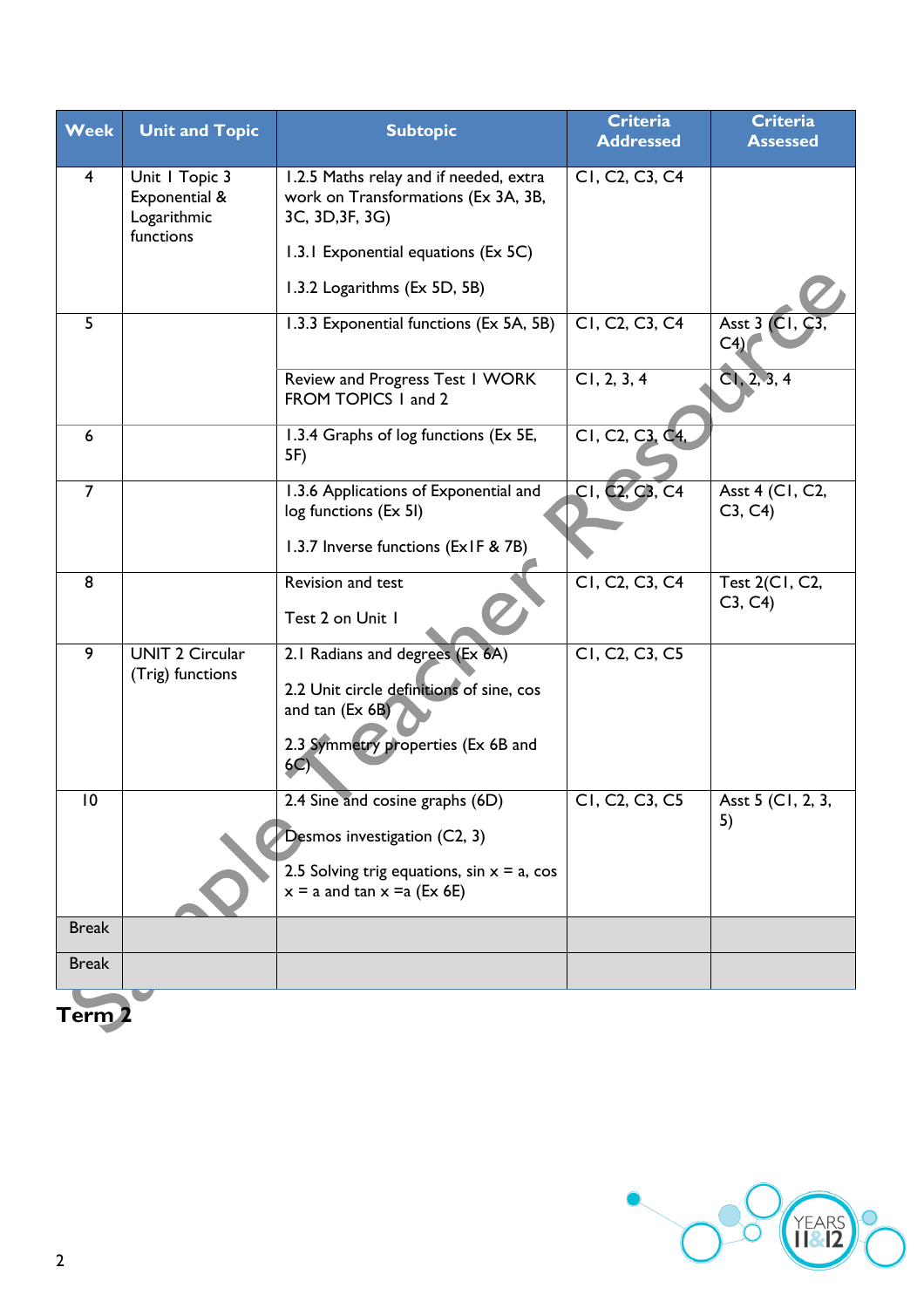| Week | Unit and Topic | Subtopic | Criteria Addressed | Criteria Assessed |
|---|---|---|---|---|
| 4 | Unit 1 Topic 3 Exponential & Logarithmic functions | 1.2.5 Maths relay and if needed, extra work on Transformations (Ex 3A, 3B, 3C, 3D,3F, 3G)<br><br>1.3.1 Exponential equations (Ex 5C)<br><br>1.3.2 Logarithms (Ex 5D, 5B) | C1, C2, C3, C4 | |
| 5 | | 1.3.3 Exponential functions (Ex 5A, 5B) | C1, C2, C3, C4 | Asst 3 (C1, C3, C4) |
| | | Review and Progress Test 1 WORK FROM TOPICS 1 and 2 | C1, 2, 3, 4 | C1, 2, 3, 4 |
| 6 | | 1.3.4 Graphs of log functions (Ex 5E, 5F) | C1, C2, C3, C4, | |
| 7 | | 1.3.6 Applications of Exponential and log functions (Ex 5I)<br><br>1.3.7 Inverse functions (Ex1F & 7B) | C1, C2, C3, C4 | Asst 4 (C1, C2, C3, C4) |
| 8 | | Revision and test<br><br>Test 2 on Unit 1 | C1, C2, C3, C4 | Test 2(C1, C2, C3, C4) |
| 9 | UNIT 2 Circular (Trig) functions | 2.1 Radians and degrees (Ex 6A)<br><br>2.2 Unit circle definitions of sine, cos and tan (Ex 6B)<br><br>2.3 Symmetry properties (Ex 6B and 6C) | C1, C2, C3, C5 | |
| 10 | | 2.4 Sine and cosine graphs (6D)<br><br>Desmos investigation (C2, 3)<br><br>2.5 Solving trig equations, sin x = a, cos x = a and tan x =a (Ex 6E) | C1, C2, C3, C5 | Asst 5 (C1, 2, 3, 5) |
| Break | | | | |
| Break | | | | |

## Term 2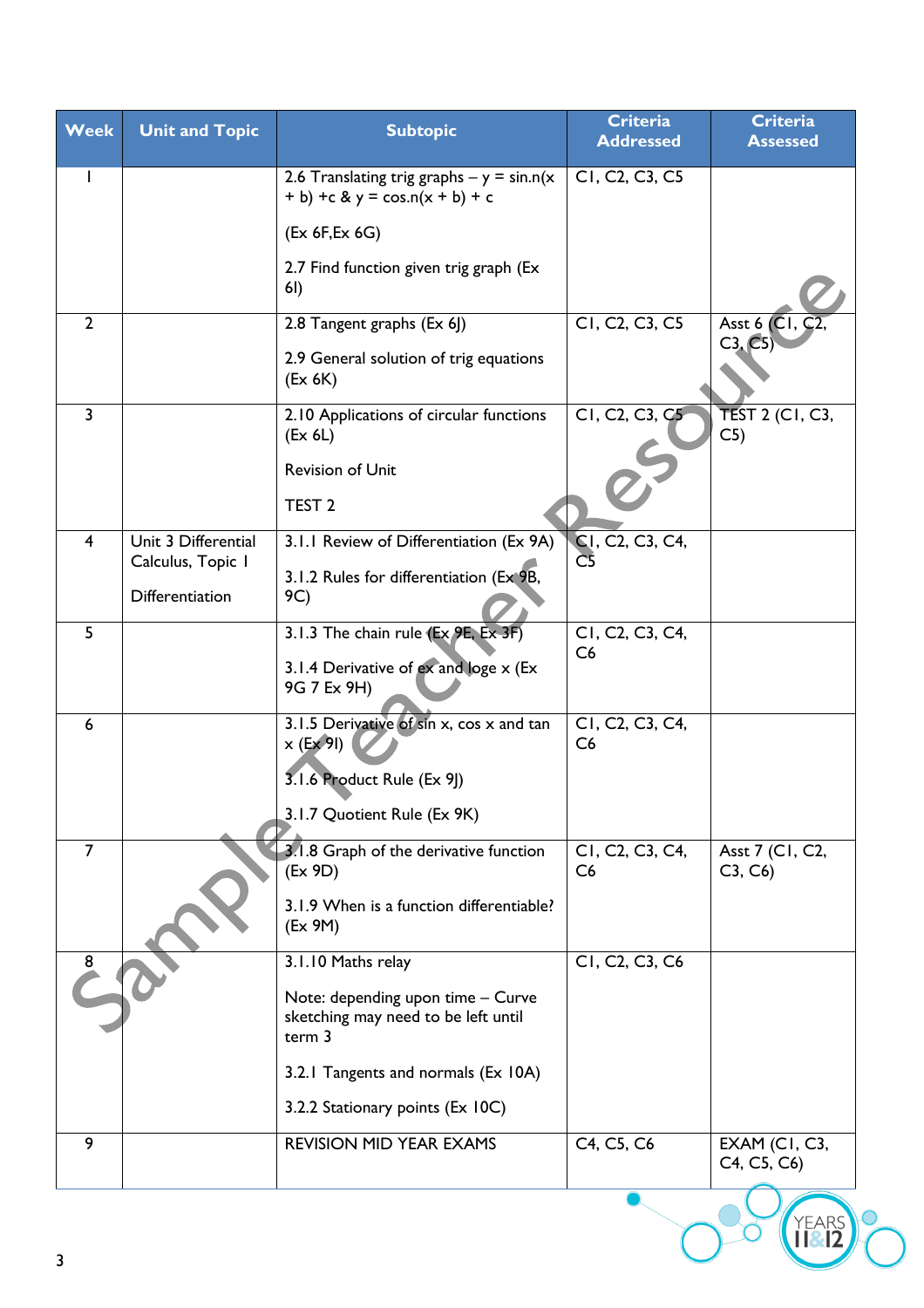| Week | Unit and Topic | Subtopic | Criteria Addressed | Criteria Assessed |
|---|---|---|---|---|
| 1 | | 2.6 Translating trig graphs – y = sin.n(x + b) +c & y = cos.n(x + b) + c<br><br>(Ex 6F,Ex 6G)<br><br>2.7 Find function given trig graph (Ex 6I) | C1, C2, C3, C5 | |
| 2 | | 2.8 Tangent graphs (Ex 6J)<br><br>2.9 General solution of trig equations (Ex 6K) | C1, C2, C3, C5 | Asst 6 (C1, C2, C3, C5) |
| 3 | | 2.10 Applications of circular functions (Ex 6L)<br><br>Revision of Unit<br><br>TEST 2 | C1, C2, C3, C5 | TEST 2 (C1, C3, C5) |
| 4 | Unit 3 Differential Calculus, Topic 1<br><br>Differentiation | 3.1.1 Review of Differentiation (Ex 9A)<br><br>3.1.2 Rules for differentiation (Ex 9B, 9C) | C1, C2, C3, C4, C5 | |
| 5 | | 3.1.3 The chain rule (Ex 9E, Ex 3F)<br><br>3.1.4 Derivative of ex and loge x (Ex 9G 7 Ex 9H) | C1, C2, C3, C4, C6 | |
| 6 | | 3.1.5 Derivative of sin x, cos x and tan x (Ex 9I)<br><br>3.1.6 Product Rule (Ex 9J)<br><br>3.1.7 Quotient Rule (Ex 9K) | C1, C2, C3, C4, C6 | |
| 7 | | 3.1.8 Graph of the derivative function (Ex 9D)<br><br>3.1.9 When is a function differentiable? (Ex 9M) | C1, C2, C3, C4, C6 | Asst 7 (C1, C2, C3, C6) |
| 8 | | 3.1.10 Maths relay<br><br>Note: depending upon time – Curve sketching may need to be left until term 3<br><br>3.2.1 Tangents and normals (Ex 10A)<br><br>3.2.2 Stationary points (Ex 10C) | C1, C2, C3, C6 | |
| 9 | | REVISION MID YEAR EXAMS | C4, C5, C6 | EXAM (C1, C3, C4, C5, C6) |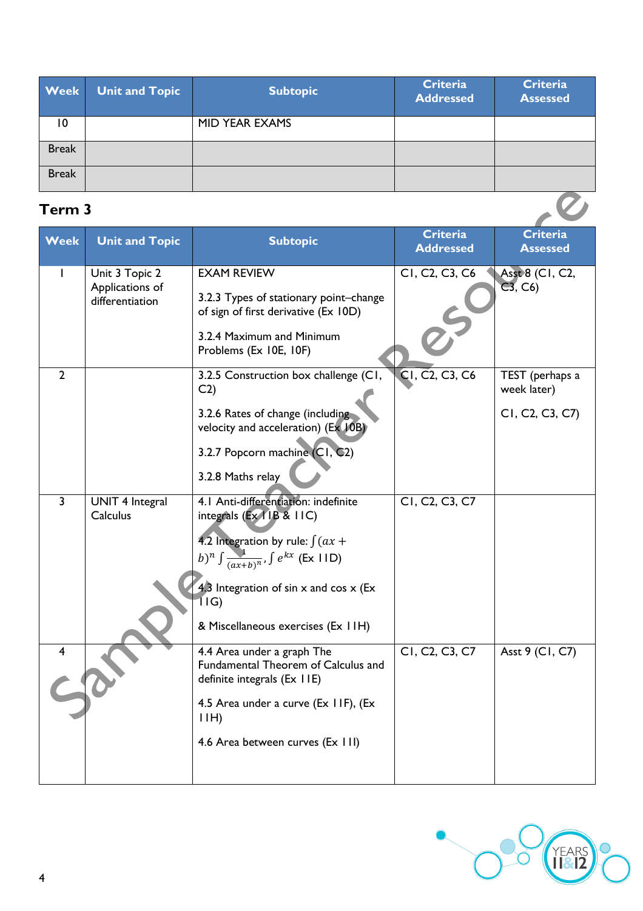| Week | Unit and Topic | Subtopic | Criteria Addressed | Criteria Assessed |
| --- | --- | --- | --- | --- |
| 10 | | MID YEAR EXAMS | | |
| Break | | | | |
| Break | | | | |

## Term 3

| Week | Unit and Topic | Subtopic | Criteria Addressed | Criteria Assessed |
| --- | --- | --- | --- | --- |
| 1 | Unit 3 Topic 2 Applications of differentiation | EXAM REVIEW<br><br>3.2.3 Types of stationary point–change of sign of first derivative (Ex 10D)<br><br>3.2.4 Maximum and Minimum Problems (Ex 10E, 10F) | C1, C2, C3, C6 | Asst 8 (C1, C2, C3, C6) |
| 2 | | 3.2.5 Construction box challenge (C1, C2)<br><br>3.2.6 Rates of change (including velocity and acceleration) (Ex 10B)<br><br>3.2.7 Popcorn machine (C1, C2)<br><br>3.2.8 Maths relay | C1, C2, C3, C6 | TEST (perhaps a week later)<br><br>C1, C2, C3, C7) |
| 3 | UNIT 4 Integral Calculus | 4.1 Anti-differentiation: indefinite integrals (Ex 11B & 11C)<br><br>4.2 Integration by rule: $\int (ax+b)^n \int \frac{1}{(ax+b)^n}, \int e^{kx}$ (Ex 11D)<br><br>4.3 Integration of sin x and cos x (Ex 11G)<br><br>& Miscellaneous exercises (Ex 11H) | C1, C2, C3, C7 | |
| 4 | | 4.4 Area under a graph The Fundamental Theorem of Calculus and definite integrals (Ex 11E)<br><br>4.5 Area under a curve (Ex 11F), (Ex 11H)<br><br>4.6 Area between curves (Ex 11I) | C1, C2, C3, C7 | Asst 9 (C1, C7) |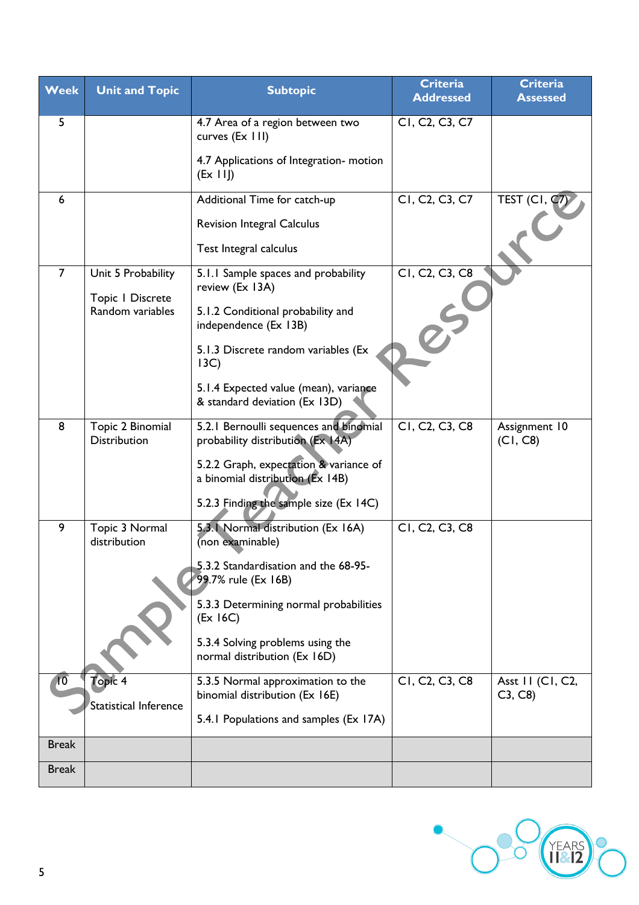| Week | Unit and Topic | Subtopic | Criteria Addressed | Criteria Assessed |
|---|---|---|---|---|
| 5 | | 4.7 Area of a region between two curves (Ex 11I)<br><br>4.7 Applications of Integration- motion (Ex 11J) | C1, C2, C3, C7 | |
| 6 | | Additional Time for catch-up<br><br>Revision Integral Calculus<br><br>Test Integral calculus | C1, C2, C3, C7 | TEST (C1, C7) |
| 7 | Unit 5 Probability<br><br>Topic 1 Discrete Random variables | 5.1.1 Sample spaces and probability review (Ex 13A)<br><br>5.1.2 Conditional probability and independence (Ex 13B)<br><br>5.1.3 Discrete random variables (Ex 13C)<br><br>5.1.4 Expected value (mean), variance & standard deviation (Ex 13D) | C1, C2, C3, C8 | |
| 8 | Topic 2 Binomial Distribution | 5.2.1 Bernoulli sequences and binomial probability distribution (Ex 14A)<br><br>5.2.2 Graph, expectation & variance of a binomial distribution (Ex 14B)<br><br>5.2.3 Finding the sample size (Ex 14C) | C1, C2, C3, C8 | Assignment 10 (C1, C8) |
| 9 | Topic 3 Normal distribution | 5.3.1 Normal distribution (Ex 16A) (non examinable)<br><br>5.3.2 Standardisation and the 68-95-99.7% rule (Ex 16B)<br><br>5.3.3 Determining normal probabilities (Ex 16C)<br><br>5.3.4 Solving problems using the normal distribution (Ex 16D) | C1, C2, C3, C8 | |
| 10 | Topic 4<br><br>Statistical Inference | 5.3.5 Normal approximation to the binomial distribution (Ex 16E)<br><br>5.4.1 Populations and samples (Ex 17A) | C1, C2, C3, C8 | Asst 11 (C1, C2, C3, C8) |
| Break | | | | |
| Break | | | | |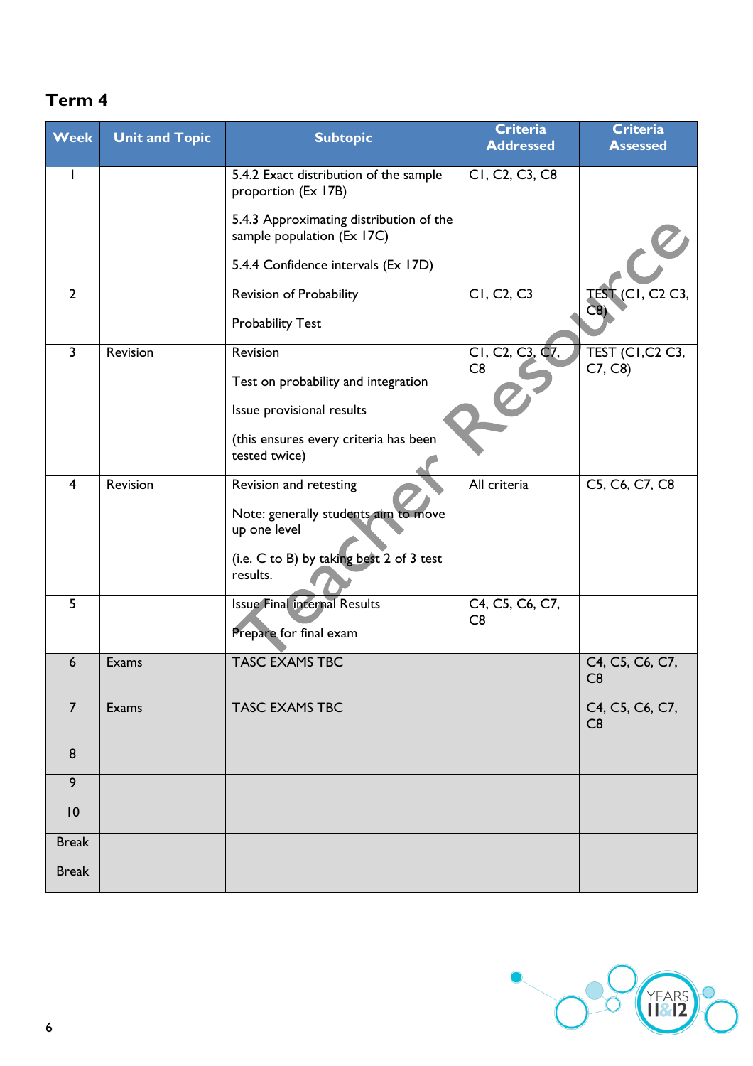## Term 4

| Week | Unit and Topic | Subtopic | Criteria Addressed | Criteria Assessed |
|---|---|---|---|---|
| 1 | | 5.4.2 Exact distribution of the sample proportion (Ex 17B)<br><br>5.4.3 Approximating distribution of the sample population (Ex 17C)<br><br>5.4.4 Confidence intervals (Ex 17D) | C1, C2, C3, C8 | |
| 2 | | Revision of Probability<br><br>Probability Test | C1, C2, C3 | TEST (C1, C2 C3, C8) |
| 3 | Revision | Revision<br><br>Test on probability and integration<br><br>Issue provisional results<br><br>(this ensures every criteria has been tested twice) | C1, C2, C3, C7, C8 | TEST (C1,C2 C3, C7, C8) |
| 4 | Revision | Revision and retesting<br><br>Note: generally students aim to move up one level<br><br>(i.e. C to B) by taking best 2 of 3 test results. | All criteria | C5, C6, C7, C8 |
| 5 | | Issue Final internal Results<br><br>Prepare for final exam | C4, C5, C6, C7, C8 | |
| 6 | Exams | TASC EXAMS TBC | | C4, C5, C6, C7, C8 |
| 7 | Exams | TASC EXAMS TBC | | C4, C5, C6, C7, C8 |
| 8 | | | | |
| 9 | | | | |
| 10 | | | | |
| Break | | | | |
| Break | | | | |